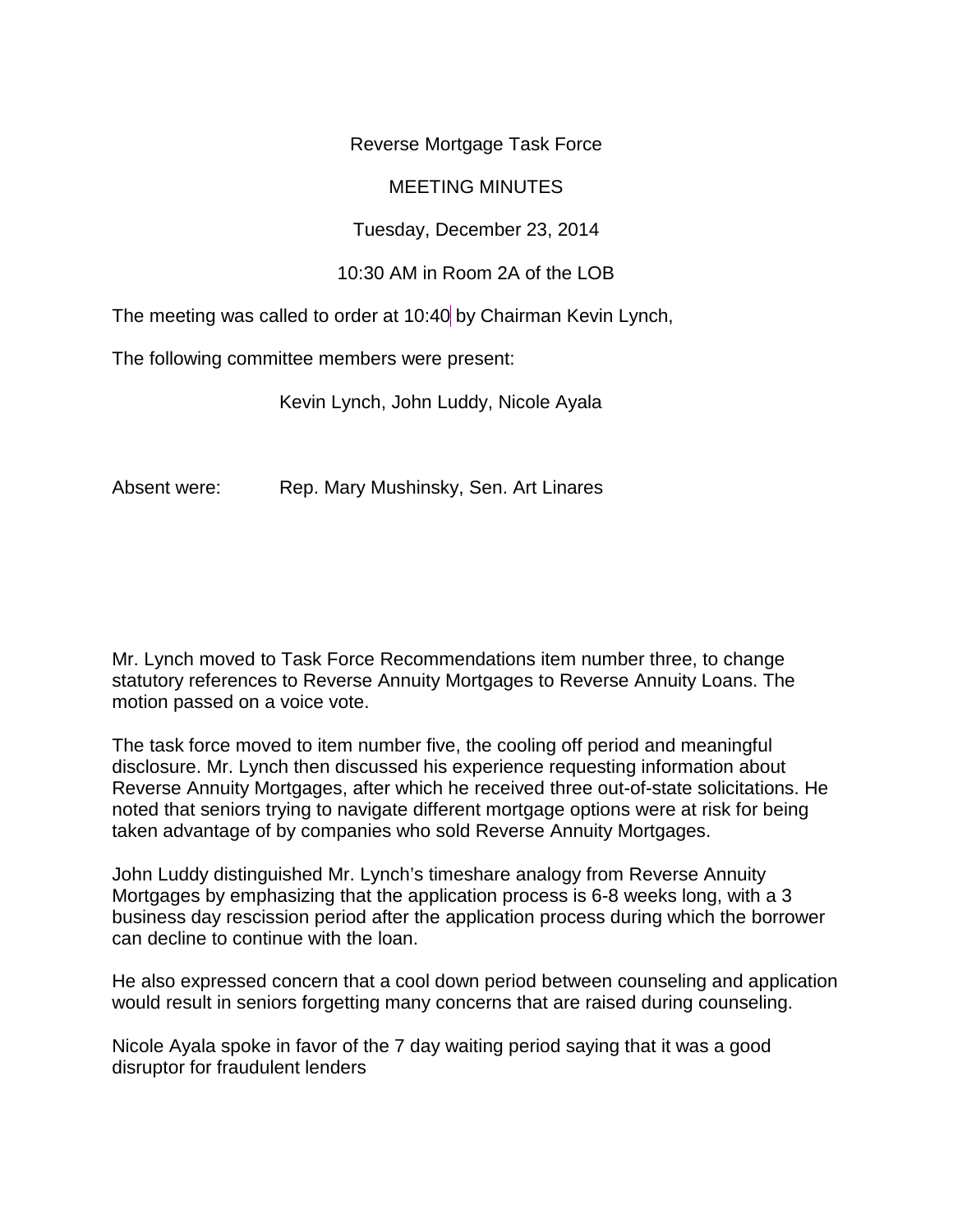Reverse Mortgage Task Force

MEETING MINUTES

Tuesday, December 23, 2014

10:30 AM in Room 2A of the LOB

The meeting was called to order at 10:40 by Chairman Kevin Lynch,

The following committee members were present:

Kevin Lynch, John Luddy, Nicole Ayala

Absent were: Rep. Mary Mushinsky, Sen. Art Linares

Mr. Lynch moved to Task Force Recommendations item number three, to change statutory references to Reverse Annuity Mortgages to Reverse Annuity Loans. The motion passed on a voice vote.

The task force moved to item number five, the cooling off period and meaningful disclosure. Mr. Lynch then discussed his experience requesting information about Reverse Annuity Mortgages, after which he received three out-of-state solicitations. He noted that seniors trying to navigate different mortgage options were at risk for being taken advantage of by companies who sold Reverse Annuity Mortgages.

John Luddy distinguished Mr. Lynch's timeshare analogy from Reverse Annuity Mortgages by emphasizing that the application process is 6-8 weeks long, with a 3 business day rescission period after the application process during which the borrower can decline to continue with the loan.

He also expressed concern that a cool down period between counseling and application would result in seniors forgetting many concerns that are raised during counseling.

Nicole Ayala spoke in favor of the 7 day waiting period saying that it was a good disruptor for fraudulent lenders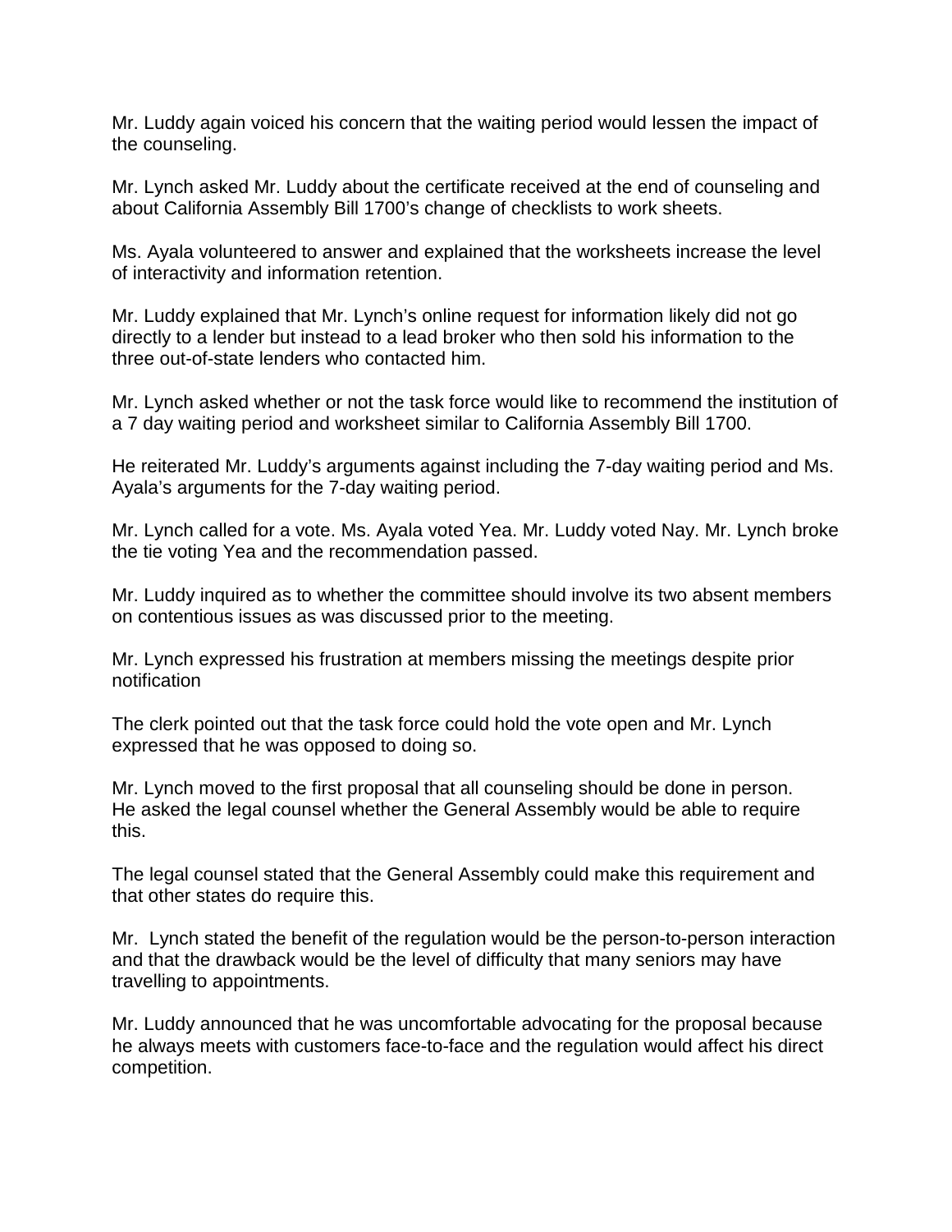Mr. Luddy again voiced his concern that the waiting period would lessen the impact of the counseling.

Mr. Lynch asked Mr. Luddy about the certificate received at the end of counseling and about California Assembly Bill 1700's change of checklists to work sheets.

Ms. Ayala volunteered to answer and explained that the worksheets increase the level of interactivity and information retention.

Mr. Luddy explained that Mr. Lynch's online request for information likely did not go directly to a lender but instead to a lead broker who then sold his information to the three out-of-state lenders who contacted him.

Mr. Lynch asked whether or not the task force would like to recommend the institution of a 7 day waiting period and worksheet similar to California Assembly Bill 1700.

He reiterated Mr. Luddy's arguments against including the 7-day waiting period and Ms. Ayala's arguments for the 7-day waiting period.

Mr. Lynch called for a vote. Ms. Ayala voted Yea. Mr. Luddy voted Nay. Mr. Lynch broke the tie voting Yea and the recommendation passed.

Mr. Luddy inquired as to whether the committee should involve its two absent members on contentious issues as was discussed prior to the meeting.

Mr. Lynch expressed his frustration at members missing the meetings despite prior notification

The clerk pointed out that the task force could hold the vote open and Mr. Lynch expressed that he was opposed to doing so.

Mr. Lynch moved to the first proposal that all counseling should be done in person. He asked the legal counsel whether the General Assembly would be able to require this.

The legal counsel stated that the General Assembly could make this requirement and that other states do require this.

Mr. Lynch stated the benefit of the regulation would be the person-to-person interaction and that the drawback would be the level of difficulty that many seniors may have travelling to appointments.

Mr. Luddy announced that he was uncomfortable advocating for the proposal because he always meets with customers face-to-face and the regulation would affect his direct competition.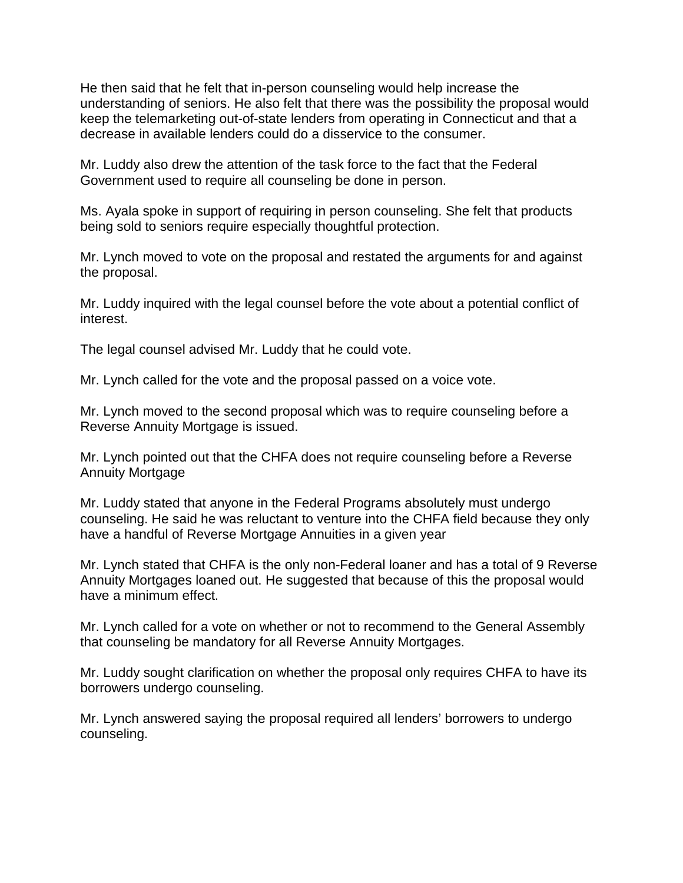He then said that he felt that in-person counseling would help increase the understanding of seniors. He also felt that there was the possibility the proposal would keep the telemarketing out-of-state lenders from operating in Connecticut and that a decrease in available lenders could do a disservice to the consumer.

Mr. Luddy also drew the attention of the task force to the fact that the Federal Government used to require all counseling be done in person.

Ms. Ayala spoke in support of requiring in person counseling. She felt that products being sold to seniors require especially thoughtful protection.

Mr. Lynch moved to vote on the proposal and restated the arguments for and against the proposal.

Mr. Luddy inquired with the legal counsel before the vote about a potential conflict of interest.

The legal counsel advised Mr. Luddy that he could vote.

Mr. Lynch called for the vote and the proposal passed on a voice vote.

Mr. Lynch moved to the second proposal which was to require counseling before a Reverse Annuity Mortgage is issued.

Mr. Lynch pointed out that the CHFA does not require counseling before a Reverse Annuity Mortgage

Mr. Luddy stated that anyone in the Federal Programs absolutely must undergo counseling. He said he was reluctant to venture into the CHFA field because they only have a handful of Reverse Mortgage Annuities in a given year

Mr. Lynch stated that CHFA is the only non-Federal loaner and has a total of 9 Reverse Annuity Mortgages loaned out. He suggested that because of this the proposal would have a minimum effect.

Mr. Lynch called for a vote on whether or not to recommend to the General Assembly that counseling be mandatory for all Reverse Annuity Mortgages.

Mr. Luddy sought clarification on whether the proposal only requires CHFA to have its borrowers undergo counseling.

Mr. Lynch answered saying the proposal required all lenders' borrowers to undergo counseling.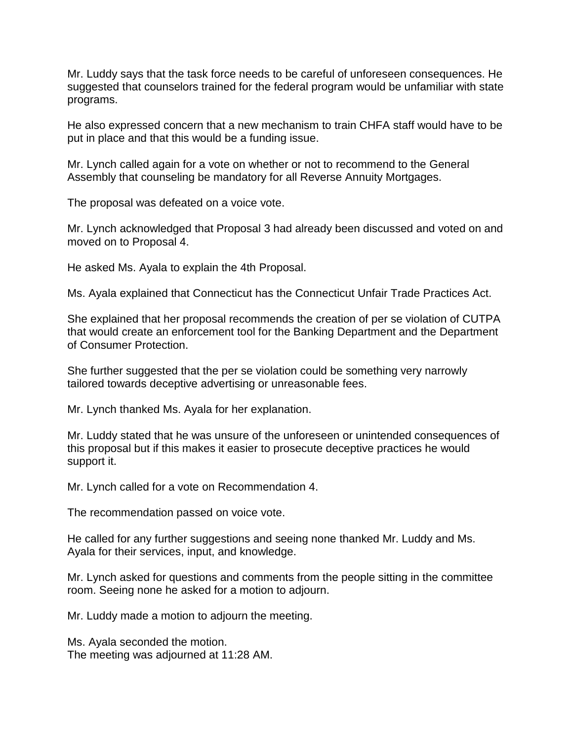Mr. Luddy says that the task force needs to be careful of unforeseen consequences. He suggested that counselors trained for the federal program would be unfamiliar with state programs.

He also expressed concern that a new mechanism to train CHFA staff would have to be put in place and that this would be a funding issue.

Mr. Lynch called again for a vote on whether or not to recommend to the General Assembly that counseling be mandatory for all Reverse Annuity Mortgages.

The proposal was defeated on a voice vote.

Mr. Lynch acknowledged that Proposal 3 had already been discussed and voted on and moved on to Proposal 4.

He asked Ms. Ayala to explain the 4th Proposal.

Ms. Ayala explained that Connecticut has the Connecticut Unfair Trade Practices Act.

She explained that her proposal recommends the creation of per se violation of CUTPA that would create an enforcement tool for the Banking Department and the Department of Consumer Protection.

She further suggested that the per se violation could be something very narrowly tailored towards deceptive advertising or unreasonable fees.

Mr. Lynch thanked Ms. Ayala for her explanation.

Mr. Luddy stated that he was unsure of the unforeseen or unintended consequences of this proposal but if this makes it easier to prosecute deceptive practices he would support it.

Mr. Lynch called for a vote on Recommendation 4.

The recommendation passed on voice vote.

He called for any further suggestions and seeing none thanked Mr. Luddy and Ms. Ayala for their services, input, and knowledge.

Mr. Lynch asked for questions and comments from the people sitting in the committee room. Seeing none he asked for a motion to adjourn.

Mr. Luddy made a motion to adjourn the meeting.

Ms. Ayala seconded the motion.
The meeting was adjourned at 11:28 AM.